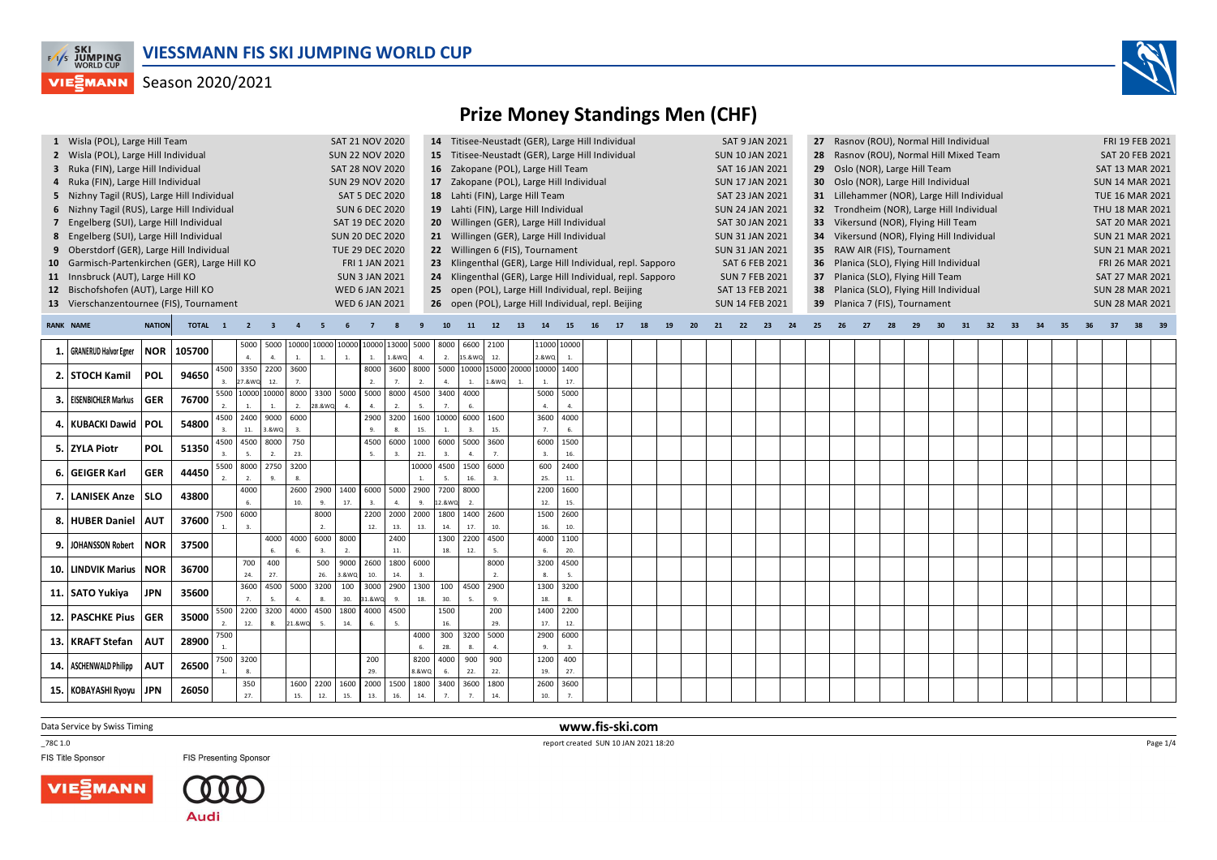# VIESSMANN FIS SKI JUMPING WORLD CUP

Season 2020/2021

## Prize Money Standings Men (CHF)

| No. | Event | Date |
|---|---|---|
| 1 | Wisla (POL), Large Hill Team | SAT 21 NOV 2020 |
| 2 | Wisla (POL), Large Hill Individual | SUN 22 NOV 2020 |
| 3 | Ruka (FIN), Large Hill Individual | SAT 28 NOV 2020 |
| 4 | Ruka (FIN), Large Hill Individual | SUN 29 NOV 2020 |
| 5 | Nizhny Tagil (RUS), Large Hill Individual | SAT 5 DEC 2020 |
| 6 | Nizhny Tagil (RUS), Large Hill Individual | SUN 6 DEC 2020 |
| 7 | Engelberg (SUI), Large Hill Individual | SAT 19 DEC 2020 |
| 8 | Engelberg (SUI), Large Hill Individual | SUN 20 DEC 2020 |
| 9 | Oberstdorf (GER), Large Hill Individual | TUE 29 DEC 2020 |
| 10 | Garmisch-Partenkirchen (GER), Large Hill KO | FRI 1 JAN 2021 |
| 11 | Innsbruck (AUT), Large Hill KO | SUN 3 JAN 2021 |
| 12 | Bischofshofen (AUT), Large Hill KO | WED 6 JAN 2021 |
| 13 | Vierschanzentournee (FIS), Tournament | WED 6 JAN 2021 |
| 14 | Titisee-Neustadt (GER), Large Hill Individual | SAT 9 JAN 2021 |
| 15 | Titisee-Neustadt (GER), Large Hill Individual | SUN 10 JAN 2021 |
| 16 | Zakopane (POL), Large Hill Team | SAT 16 JAN 2021 |
| 17 | Zakopane (POL), Large Hill Individual | SUN 17 JAN 2021 |
| 18 | Lahti (FIN), Large Hill Team | SAT 23 JAN 2021 |
| 19 | Lahti (FIN), Large Hill Individual | SUN 24 JAN 2021 |
| 20 | Willingen (GER), Large Hill Individual | SAT 30 JAN 2021 |
| 21 | Willingen (GER), Large Hill Individual | SUN 31 JAN 2021 |
| 22 | Willingen 6 (FIS), Tournament | SUN 31 JAN 2021 |
| 23 | Klingenthal (GER), Large Hill Individual, repl. Sapporo | SAT 6 FEB 2021 |
| 24 | Klingenthal (GER), Large Hill Individual, repl. Sapporo | SUN 7 FEB 2021 |
| 25 | open (POL), Large Hill Individual, repl. Beijing | SAT 13 FEB 2021 |
| 26 | open (POL), Large Hill Individual, repl. Beijing | SUN 14 FEB 2021 |
| 27 | Rasnov (ROU), Normal Hill Individual | FRI 19 FEB 2021 |
| 28 | Rasnov (ROU), Normal Hill Mixed Team | SAT 20 FEB 2021 |
| 29 | Oslo (NOR), Large Hill Team | SAT 13 MAR 2021 |
| 30 | Oslo (NOR), Large Hill Individual | SUN 14 MAR 2021 |
| 31 | Lillehammer (NOR), Large Hill Individual | TUE 16 MAR 2021 |
| 32 | Trondheim (NOR), Large Hill Individual | THU 18 MAR 2021 |
| 33 | Vikersund (NOR), Flying Hill Team | SAT 20 MAR 2021 |
| 34 | Vikersund (NOR), Flying Hill Individual | SUN 21 MAR 2021 |
| 35 | RAW AIR (FIS), Tournament | SUN 21 MAR 2021 |
| 36 | Planica (SLO), Flying Hill Individual | FRI 26 MAR 2021 |
| 37 | Planica (SLO), Flying Hill Team | SAT 27 MAR 2021 |
| 38 | Planica (SLO), Flying Hill Individual | SUN 28 MAR 2021 |
| 39 | Planica 7 (FIS), Tournament | SUN 28 MAR 2021 |

| RANK | NAME | NATION | TOTAL | 1 | 2 | 3 | 4 | 5 | 6 | 7 | 8 | 9 | 10 | 11 | 12 | 13 | 14 | 15 | 16 | 17 | 18 | 19 | 20 | 21 | 22 | 23 | 24 | 25 | 26 | 27 | 28 | 29 | 30 | 31 | 32 | 33 | 34 | 35 | 36 | 37 | 38 | 39 |
|---|---|---|---|---|---|---|---|---|---|---|---|---|---|---|---|---|---|---|---|---|---|---|---|---|---|---|---|---|---|---|---|---|---|---|---|---|---|---|---|---|---|---|
| 1. | GRANERUD Halvor Egner | NOR | 105700 | | 5000 4. | 5000 4. | 10000 1. | 10000 1. | 10000 1. | 10000 1. | 13000 1.&WQ | 5000 4. | 8000 2. | 6600 15.&WQ | 2100 12. | | 11000 2.&WQ | 10000 1. | | | | | | | | | | | | | | | | | | | | | | | | |
| 2. | STOCH Kamil | POL | 94650 | 4500 3. | 3350 27.&WQ | 2200 12. | 3600 7. | | | 8000 2. | 3600 7. | 8000 2. | 5000 4. | 10000 1. | 15000 1.&WQ | 20000 1. | 10000 1. | 1400 17. | | | | | | | | | | | | | | | | | | | | | | | | |
| 3. | EISENBICHLER Markus | GER | 76700 | 5500 2. | 10000 1. | 10000 1. | 8000 2. | 3300 28.&WQ | 5000 4. | 5000 4. | 8000 2. | 4500 5. | 3400 7. | 4000 6. | | | 5000 4. | 5000 4. | | | | | | | | | | | | | | | | | | | | | | | | |
| 4. | KUBACKI Dawid | POL | 54800 | 4500 3. | 2400 11. | 9000 3.&WQ | 6000 3. | | | 2900 9. | 3200 8. | 1600 15. | 10000 1. | 6000 3. | 1600 15. | | 3600 7. | 4000 6. | | | | | | | | | | | | | | | | | | | | | | | | |
| 5. | ZYLA Piotr | POL | 51350 | 4500 3. | 4500 5. | 8000 2. | 750 23. | | | 4500 5. | 6000 3. | 1000 21. | 6000 3. | 5000 4. | 3600 7. | | 6000 3. | 1500 16. | | | | | | | | | | | | | | | | | | | | | | | | |
| 6. | GEIGER Karl | GER | 44450 | 5500 2. | 8000 2. | 2750 9. | 3200 8. | | | | | 10000 1. | 4500 5. | 1500 16. | 6000 3. | | 600 25. | 2400 11. | | | | | | | | | | | | | | | | | | | | | | | | |
| 7. | LANISEK Anze | SLO | 43800 | | 4000 6. | | 2600 10. | 2900 9. | 1400 17. | 6000 3. | 5000 4. | 2900 9. | 7200 12.&WQ | 8000 2. | | | 2200 12. | 1600 15. | | | | | | | | | | | | | | | | | | | | | | | | |
| 8. | HUBER Daniel | AUT | 37600 | 7500 1. | 6000 3. | | | 8000 2. | | 2200 12. | 2000 13. | 2000 13. | 1800 14. | 1400 17. | 2600 10. | | 1500 16. | 2600 10. | | | | | | | | | | | | | | | | | | | | | | | | |
| 9. | JOHANSSON Robert | NOR | 37500 | | | 4000 6. | 4000 6. | 6000 3. | 8000 2. | | 2400 11. | | 1300 18. | 2200 12. | 4500 5. | | 4000 6. | 1100 20. | | | | | | | | | | | | | | | | | | | | | | | | |
| 10. | LINDVIK Marius | NOR | 36700 | | 700 24. | 400 27. | | 500 26. | 9000 3.&WQ | 2600 10. | 1800 14. | 6000 3. | | | 8000 2. | | 3200 8. | 4500 5. | | | | | | | | | | | | | | | | | | | | | | | | |
| 11. | SATO Yukiya | JPN | 35600 | | 3600 7. | 4500 5. | 5000 4. | 3200 8. | 100 30. | 3000 31.&WQ | 2900 9. | 1300 18. | 100 30. | 4500 5. | 2900 9. | | 1300 18. | 3200 8. | | | | | | | | | | | | | | | | | | | | | | | | |
| 12. | PASCHKE Pius | GER | 35000 | 5500 2. | 2200 12. | 3200 8. | 4000 21.&WQ | 4500 5. | 1800 14. | 4000 6. | 4500 5. | | 1500 16. | | 200 29. | | 1400 17. | 2200 12. | | | | | | | | | | | | | | | | | | | | | | | | |
| 13. | KRAFT Stefan | AUT | 28900 | 7500 1. | | | | | | | | 4000 6. | 300 28. | 3200 8. | 5000 4. | | 2900 9. | 6000 3. | | | | | | | | | | | | | | | | | | | | | | | | |
| 14. | ASCHENWALD Philipp | AUT | 26500 | 7500 1. | 3200 8. | | | | | 200 29. | | 8200 8.&WQ | 4000 6. | 900 22. | 900 22. | | 1200 19. | 400 27. | | | | | | | | | | | | | | | | | | | | | | | | |
| 15. | KOBAYASHI Ryoyu | JPN | 26050 | | 350 27. | | 1600 15. | 2200 12. | 1600 15. | 2000 13. | 1500 16. | 1800 14. | 3400 7. | 3600 7. | 1800 14. | | 2600 10. | 3600 7. | | | | | | | | | | | | | | | | | | | | | | | | |

Data Service by Swiss Timing

www.fis-ski.com

_78C 1.0

report created SUN 10 JAN 2021 18:20

FIS Title Sponsor

FIS Presenting Sponsor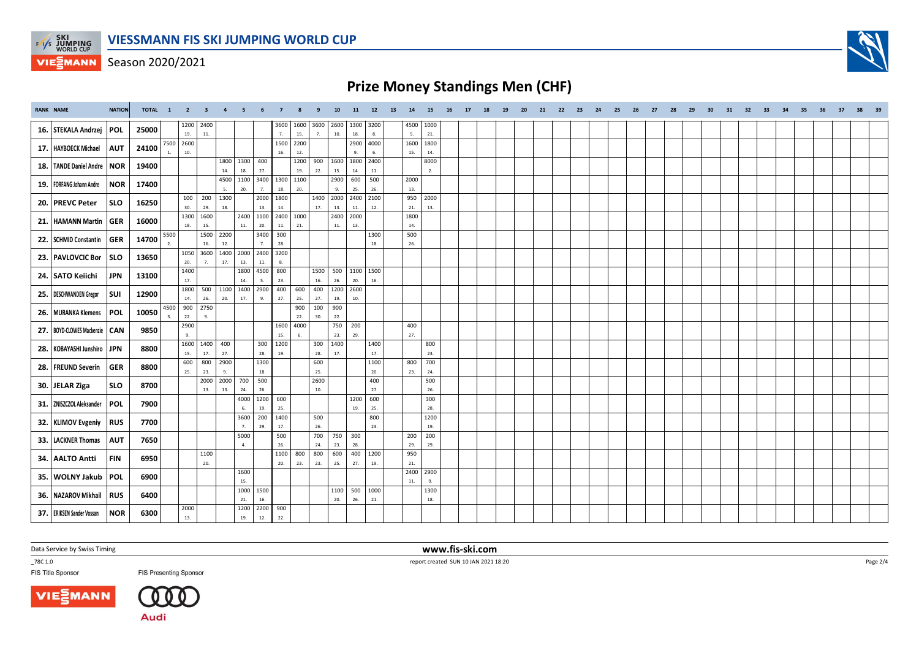# VIESSMANN FIS SKI JUMPING WORLD CUP

Season 2020/2021

## Prize Money Standings Men (CHF)

| RANK | NAME | NATION | TOTAL | 1 | 2 | 3 | 4 | 5 | 6 | 7 | 8 | 9 | 10 | 11 | 12 | 13 | 14 | 15 | 16 | 17 | 18 | 19 | 20 | 21 | 22 | 23 | 24 | 25 | 26 | 27 | 28 | 29 | 30 | 31 | 32 | 33 | 34 | 35 | 36 | 37 | 38 | 39 |
|---|---|---|---|---|---|---|---|---|---|---|---|---|---|---|---|---|---|---|---|---|---|---|---|---|---|---|---|---|---|---|---|---|---|---|---|---|---|---|---|---|---|---|
| 16. | STEKALA Andrzej | POL | 25000 | | 1200 19. | 2400 11. | | | | 3600 7. | 1600 15. | 3600 7. | 2600 10. | 1300 18. | 3200 8. | | 4500 5. | 1000 21. | | | | | | | | | | | | | | | | | | | | | | | | |
| 17. | HAYBOECK Michael | AUT | 24100 | 7500 1. | 2600 10. | | | | | 1500 16. | 2200 12. | | | 2900 9. | 4000 6. | | 1600 15. | 1800 14. | | | | | | | | | | | | | | | | | | | | | | | | |
| 18. | TANDE Daniel Andre | NOR | 19400 | | | | 1800 14. | 1300 18. | 400 27. | | 1200 19. | 900 22. | 1600 15. | 1800 14. | 2400 11. | | | 8000 2. | | | | | | | | | | | | | | | | | | | | | | | | |
| 19. | FORFANG Johann Andre | NOR | 17400 | | | | 4500 5. | 1100 20. | 3400 7. | 1300 18. | 1100 20. | | 2900 9. | 600 25. | 500 26. | | 2000 13. | | | | | | | | | | | | | | | | | | | | | | | | | |
| 20. | PREVC Peter | SLO | 16250 | | 100 30. | 200 29. | 1300 18. | | 2000 13. | 1800 14. | | 1400 17. | 2000 13. | 2400 11. | 2100 12. | | 950 21. | 2000 13. | | | | | | | | | | | | | | | | | | | | | | | | |
| 21. | HAMANN Martin | GER | 16000 | | 1300 18. | 1600 15. | | 2400 11. | 1100 20. | 2400 11. | 1000 21. | | 2400 11. | 2000 13. | | | 1800 14. | | | | | | | | | | | | | | | | | | | | | | | | | |
| 22. | SCHMID Constantin | GER | 14700 | 5500 2. | | 1500 16. | 2200 12. | | 3400 7. | 300 28. | | | | | 1300 18. | | 500 26. | | | | | | | | | | | | | | | | | | | | | | | | | |
| 23. | PAVLOVCIC Bor | SLO | 13650 | | 1050 20. | 3600 7. | 1400 17. | 2000 13. | 2400 11. | 3200 8. | | | | | | | | | | | | | | | | | | | | | | | | | | | | | | | | |
| 24. | SATO Keiichi | JPN | 13100 | | 1400 17. | | | 1800 14. | 4500 5. | 800 23. | | 1500 16. | 500 26. | 1100 20. | 1500 16. | | | | | | | | | | | | | | | | | | | | | | | | | | | |
| 25. | DESCHWANDEN Gregor | SUI | 12900 | | 1800 14. | 500 26. | 1100 20. | 1400 17. | 2900 9. | 400 27. | 600 25. | 400 27. | 1200 19. | 2600 10. | | | | | | | | | | | | | | | | | | | | | | | | | | | | |
| 26. | MURANKA Klemens | POL | 10050 | 4500 3. | 900 22. | 2750 9. | | | | | 900 22. | 100 30. | 900 22. | | | | | | | | | | | | | | | | | | | | | | | | | | | | | |
| 27. | BOYD-CLOWES Mackenzie | CAN | 9850 | | 2900 9. | | | | | 1600 15. | 4000 6. | | 750 23. | 200 29. | | | 400 27. | | | | | | | | | | | | | | | | | | | | | | | | | |
| 28. | KOBAYASHI Junshiro | JPN | 8800 | | 1600 15. | 1400 17. | 400 27. | | 300 28. | 1200 19. | | 300 28. | 1400 17. | | 1400 17. | | | 800 23. | | | | | | | | | | | | | | | | | | | | | | | | |
| 28. | FREUND Severin | GER | 8800 | | 600 25. | 800 23. | 2900 9. | | 1300 18. | | | 600 25. | | | 1100 20. | | 800 23. | 700 24. | | | | | | | | | | | | | | | | | | | | | | | | |
| 30. | JELAR Ziga | SLO | 8700 | | | 2000 13. | 2000 13. | 700 24. | 500 26. | | | 2600 10. | | | 400 27. | | | 500 26. | | | | | | | | | | | | | | | | | | | | | | | | |
| 31. | ZNISZCZOL Aleksander | POL | 7900 | | | | | 4000 6. | 1200 19. | 600 25. | | | | 1200 19. | 600 25. | | | 300 28. | | | | | | | | | | | | | | | | | | | | | | | | |
| 32. | KLIMOV Evgeniy | RUS | 7700 | | | | | 3600 7. | 200 29. | 1400 17. | | 500 26. | | | 800 23. | | | 1200 19. | | | | | | | | | | | | | | | | | | | | | | | | |
| 33. | LACKNER Thomas | AUT | 7650 | | | | | 5000 4. | | 500 26. | | 700 24. | 750 23. | 300 28. | | | 200 29. | 200 29. | | | | | | | | | | | | | | | | | | | | | | | | |
| 34. | AALTO Antti | FIN | 6950 | | | 1100 20. | | | | 1100 20. | 800 23. | 800 23. | 600 25. | 400 27. | 1200 19. | | 950 21. | | | | | | | | | | | | | | | | | | | | | | | | | |
| 35. | WOLNY Jakub | POL | 6900 | | | | | 1600 15. | | | | | | | | | 2400 11. | 2900 9. | | | | | | | | | | | | | | | | | | | | | | | | |
| 36. | NAZAROV Mikhail | RUS | 6400 | | | | | 1000 21. | 1500 16. | | | | 1100 20. | 500 26. | 1000 21. | | | 1300 18. | | | | | | | | | | | | | | | | | | | | | | | | |
| 37. | ERIKSEN Sander Vossan | NOR | 6300 | | 2000 13. | | | 1200 19. | 2200 12. | 900 22. | | | | | | | | | | | | | | | | | | | | | | | | | | | | | | | | |

Data Service by Swiss Timing

www.fis-ski.com

_78C 1.0

report created SUN 10 JAN 2021 18:20

FIS Title Sponsor

FIS Presenting Sponsor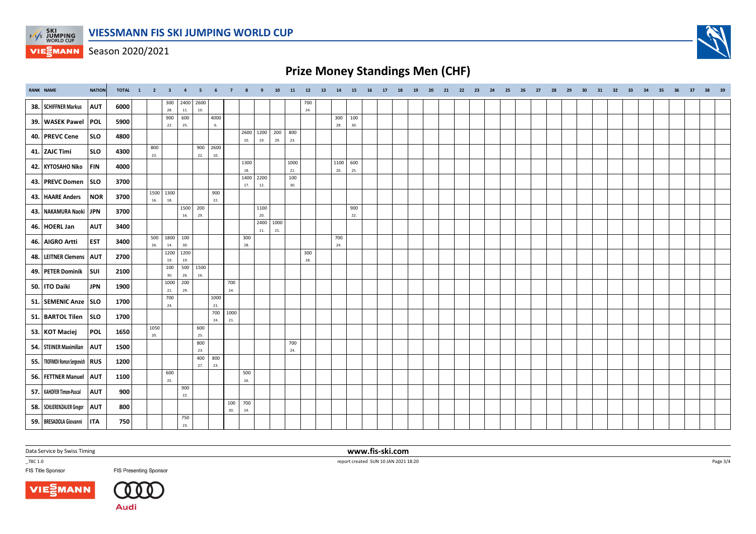# VIESSMANN FIS SKI JUMPING WORLD CUP

Season 2020/2021

## Prize Money Standings Men (CHF)

| RANK | NAME | NATION | TOTAL | 1 | 2 | 3 | 4 | 5 | 6 | 7 | 8 | 9 | 10 | 11 | 12 | 13 | 14 | 15 | 16 | 17 | 18 | 19 | 20 | 21 | 22 | 23 | 24 | 25 | 26 | 27 | 28 | 29 | 30 | 31 | 32 | 33 | 34 | 35 | 36 | 37 | 38 | 39 |
|---|---|---|---|---|---|---|---|---|---|---|---|---|---|---|---|---|---|---|---|---|---|---|---|---|---|---|---|---|---|---|---|---|---|---|---|---|---|---|---|---|---|---|
| 38. | SCHIFFNER Markus | AUT | 6000 | | | 300 28. | 2400 11. | 2600 10. | | | | | | | 700 24. | | | | | | | | | | | | | | | | | | | | | | | | | | | |
| 39. | WASEK Pawel | POL | 5900 | | | 900 22. | 600 25. | | 4000 6. | | | | | | | | 300 28. | 100 30. | | | | | | | | | | | | | | | | | | | | | | | | |
| 40. | PREVC Cene | SLO | 4800 | | | | | | | | 2600 10. | 1200 19. | 200 29. | 800 23. | | | | | | | | | | | | | | | | | | | | | | | | | | | | |
| 41. | ZAJC Timi | SLO | 4300 | | 800 23. | | | 900 22. | 2600 10. | | | | | | | | | | | | | | | | | | | | | | | | | | | | | | | | | |
| 42. | KYTOSAHO Niko | FIN | 4000 | | | | | | | | 1300 18. | | | 1000 21. | | | 1100 20. | 600 25. | | | | | | | | | | | | | | | | | | | | | | | | |
| 43. | PREVC Domen | SLO | 3700 | | | | | | | | 1400 17. | 2200 12. | | 100 30. | | | | | | | | | | | | | | | | | | | | | | | | | | | | |
| 43. | HAARE Anders | NOR | 3700 | | 1500 16. | 1300 18. | | | 900 22. | | | | | | | | | | | | | | | | | | | | | | | | | | | | | | | | | |
| 43. | NAKAMURA Naoki | JPN | 3700 | | | | 1500 16. | 200 29. | | | | 1100 20. | | | | | | 900 22. | | | | | | | | | | | | | | | | | | | | | | | | |
| 46. | HOERL Jan | AUT | 3400 | | | | | | | | | 2400 11. | 1000 21. | | | | | | | | | | | | | | | | | | | | | | | | | | | | | |
| 46. | AIGRO Artti | EST | 3400 | | 500 26. | 1800 14. | 100 30. | | | | 300 28. | | | | | | 700 24. | | | | | | | | | | | | | | | | | | | | | | | | | |
| 48. | LEITNER Clemens | AUT | 2700 | | | 1200 19. | 1200 19. | | | | | | | | 300 28. | | | | | | | | | | | | | | | | | | | | | | | | | | | |
| 49. | PETER Dominik | SUI | 2100 | | | 100 30. | 500 26. | 1500 16. | | | | | | | | | | | | | | | | | | | | | | | | | | | | | | | | | | |
| 50. | ITO Daiki | JPN | 1900 | | | 1000 21. | 200 29. | | | 700 24. | | | | | | | | | | | | | | | | | | | | | | | | | | | | | | | | |
| 51. | SEMENIC Anze | SLO | 1700 | | | 700 24. | | | 1000 21. | | | | | | | | | | | | | | | | | | | | | | | | | | | | | | | | | |
| 51. | BARTOL Tilen | SLO | 1700 | | | | | | 700 24. | 1000 21. | | | | | | | | | | | | | | | | | | | | | | | | | | | | | | | | |
| 53. | KOT Maciej | POL | 1650 | | 1050 20. | | | 600 25. | | | | | | | | | | | | | | | | | | | | | | | | | | | | | | | | | | |
| 54. | STEINER Maximilian | AUT | 1500 | | | | | 800 23. | | | | | | 700 24. | | | | | | | | | | | | | | | | | | | | | | | | | | | | |
| 55. | TROFIMOV Roman Sergeevich | RUS | 1200 | | | | | 400 27. | 800 23. | | | | | | | | | | | | | | | | | | | | | | | | | | | | | | | | | |
| 56. | FETTNER Manuel | AUT | 1100 | | | 600 25. | | | | | 500 26. | | | | | | | | | | | | | | | | | | | | | | | | | | | | | | | |
| 57. | KAHOFER Timon-Pascal | AUT | 900 | | | | 900 22. | | | | | | | | | | | | | | | | | | | | | | | | | | | | | | | | | | | |
| 58. | SCHLIERENZAUER Gregor | AUT | 800 | | | | | | | 100 30. | 700 24. | | | | | | | | | | | | | | | | | | | | | | | | | | | | | | | |
| 59. | BRESADOLA Giovanni | ITA | 750 | | | | 750 23. | | | | | | | | | | | | | | | | | | | | | | | | | | | | | | | | | | | |

Data Service by Swiss Timing

www.fis-ski.com

_78C 1.0

report created SUN 10 JAN 2021 18:20

FIS Title Sponsor

FIS Presenting Sponsor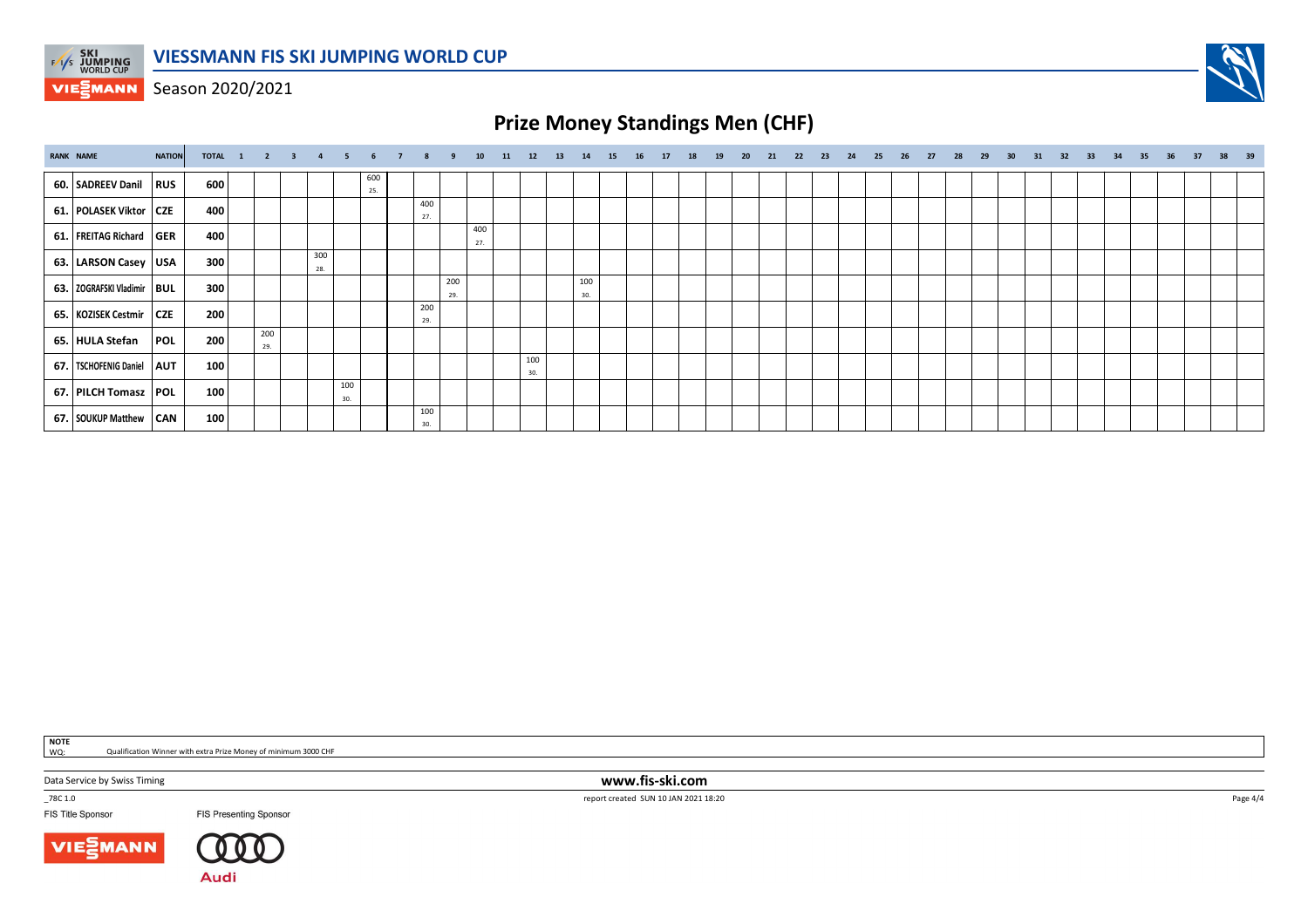# Prize Money Standings Men (CHF)

VIESSMANN FIS SKI JUMPING WORLD CUP

Season 2020/2021

| RANK | NAME | NATION | TOTAL | 1 | 2 | 3 | 4 | 5 | 6 | 7 | 8 | 9 | 10 | 11 | 12 | 13 | 14 | 15 | 16 | 17 | 18 | 19 | 20 | 21 | 22 | 23 | 24 | 25 | 26 | 27 | 28 | 29 | 30 | 31 | 32 | 33 | 34 | 35 | 36 | 37 | 38 | 39 |
|---|---|---|---|---|---|---|---|---|---|---|---|---|---|---|---|---|---|---|---|---|---|---|---|---|---|---|---|---|---|---|---|---|---|---|---|---|---|---|---|---|---|---|
| 60. | SADREEV Danil | RUS | 600 | | | | | | 600 25. | | | | | | | | | | | | | | | | | | | | | | | | | | | | | | | | | |
| 61. | POLASEK Viktor | CZE | 400 | | | | | | | | 400 27. | | | | | | | | | | | | | | | | | | | | | | | | | | | | | | | |
| 61. | FREITAG Richard | GER | 400 | | | | | | | | | | 400 27. | | | | | | | | | | | | | | | | | | | | | | | | | | | | | |
| 63. | LARSON Casey | USA | 300 | | | | 300 28. | | | | | | | | | | | | | | | | | | | | | | | | | | | | | | | | | | | |
| 63. | ZOGRAFSKI Vladimir | BUL | 300 | | | | | | | | | 200 29. | | | | | 100 30. | | | | | | | | | | | | | | | | | | | | | | | | | |
| 65. | KOZISEK Cestmir | CZE | 200 | | | | | | | | 200 29. | | | | | | | | | | | | | | | | | | | | | | | | | | | | | | | |
| 65. | HULA Stefan | POL | 200 | | 200 29. | | | | | | | | | | | | | | | | | | | | | | | | | | | | | | | | | | | | | |
| 67. | TSCHOFENIG Daniel | AUT | 100 | | | | | | | | | | | | 100 30. | | | | | | | | | | | | | | | | | | | | | | | | | | | |
| 67. | PILCH Tomasz | POL | 100 | | | | | 100 30. | | | | | | | | | | | | | | | | | | | | | | | | | | | | | | | | | | |
| 67. | SOUKUP Matthew | CAN | 100 | | | | | | | | 100 30. | | | | | | | | | | | | | | | | | | | | | | | | | | | | | | | |

**NOTE**
WQ: Qualification Winner with extra Prize Money of minimum 3000 CHF

Data Service by Swiss Timing

www.fis-ski.com

_78C 1.0

report created SUN 10 JAN 2021 18:20

FIS Title Sponsor

FIS Presenting Sponsor